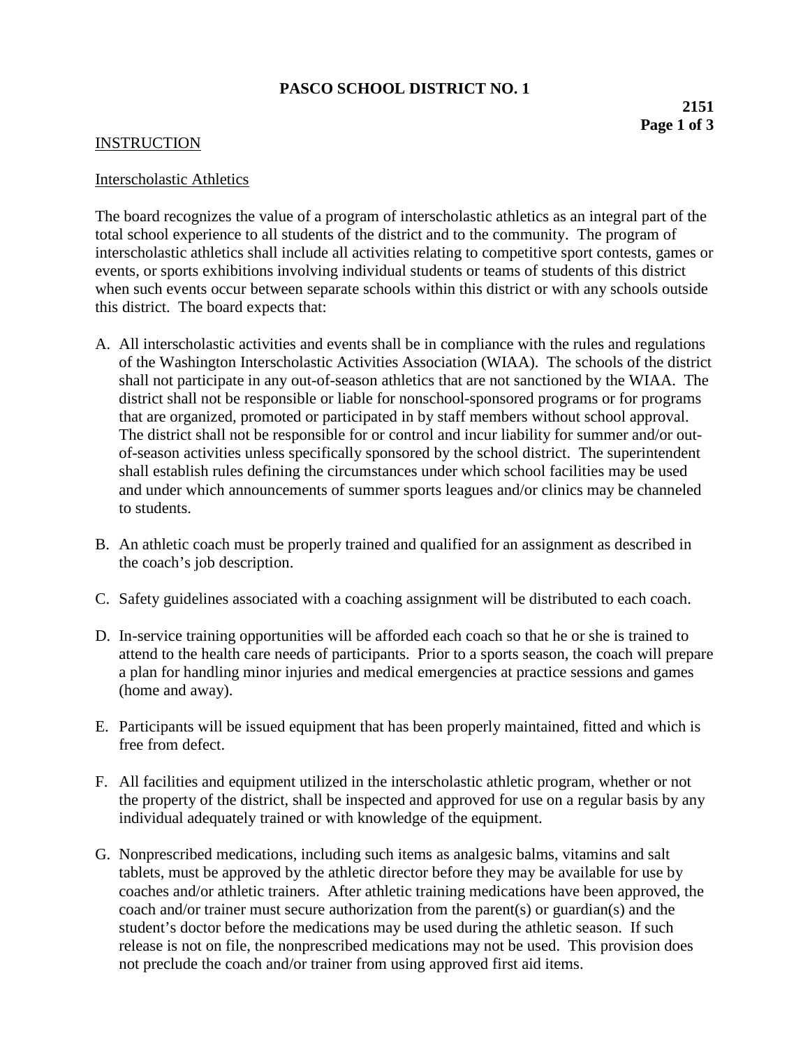# PASCO SCHOOL DISTRICT NO. 1

**2151**

## INSTRUCTION

### Interscholastic Athletics

The board recognizes the value of a program of interscholastic athletics as an integral part of the total school experience to all students of the district and to the community. The program of interscholastic athletics shall include all activities relating to competitive sport contests, games or events, or sports exhibitions involving individual students or teams of students of this district when such events occur between separate schools within this district or with any schools outside this district. The board expects that:

A. All interscholastic activities and events shall be in compliance with the rules and regulations of the Washington Interscholastic Activities Association (WIAA). The schools of the district shall not participate in any out-of-season athletics that are not sanctioned by the WIAA. The district shall not be responsible or liable for nonschool-sponsored programs or for programs that are organized, promoted or participated in by staff members without school approval. The district shall not be responsible for or control and incur liability for summer and/or out-of-season activities unless specifically sponsored by the school district. The superintendent shall establish rules defining the circumstances under which school facilities may be used and under which announcements of summer sports leagues and/or clinics may be channeled to students.

B. An athletic coach must be properly trained and qualified for an assignment as described in the coach's job description.

C. Safety guidelines associated with a coaching assignment will be distributed to each coach.

D. In-service training opportunities will be afforded each coach so that he or she is trained to attend to the health care needs of participants. Prior to a sports season, the coach will prepare a plan for handling minor injuries and medical emergencies at practice sessions and games (home and away).

E. Participants will be issued equipment that has been properly maintained, fitted and which is free from defect.

F. All facilities and equipment utilized in the interscholastic athletic program, whether or not the property of the district, shall be inspected and approved for use on a regular basis by any individual adequately trained or with knowledge of the equipment.

G. Nonprescribed medications, including such items as analgesic balms, vitamins and salt tablets, must be approved by the athletic director before they may be available for use by coaches and/or athletic trainers. After athletic training medications have been approved, the coach and/or trainer must secure authorization from the parent(s) or guardian(s) and the student's doctor before the medications may be used during the athletic season. If such release is not on file, the nonprescribed medications may not be used. This provision does not preclude the coach and/or trainer from using approved first aid items.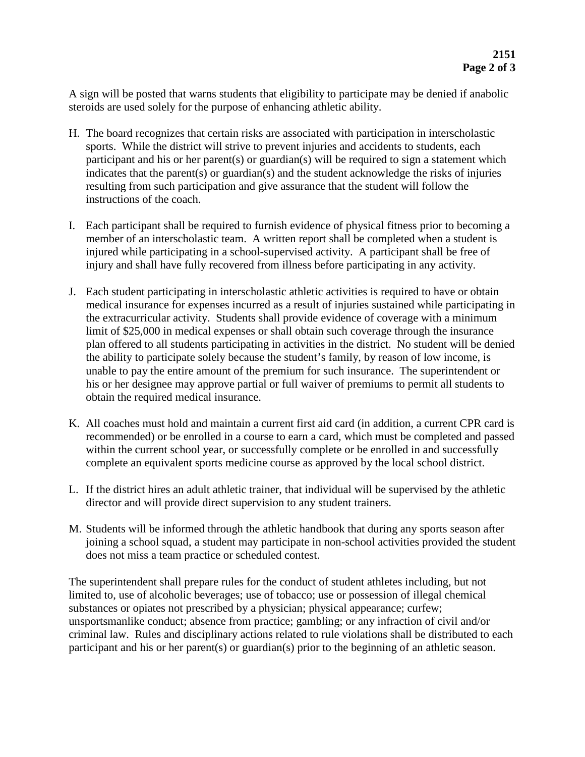A sign will be posted that warns students that eligibility to participate may be denied if anabolic steroids are used solely for the purpose of enhancing athletic ability.

H. The board recognizes that certain risks are associated with participation in interscholastic sports. While the district will strive to prevent injuries and accidents to students, each participant and his or her parent(s) or guardian(s) will be required to sign a statement which indicates that the parent(s) or guardian(s) and the student acknowledge the risks of injuries resulting from such participation and give assurance that the student will follow the instructions of the coach.

I. Each participant shall be required to furnish evidence of physical fitness prior to becoming a member of an interscholastic team. A written report shall be completed when a student is injured while participating in a school-supervised activity. A participant shall be free of injury and shall have fully recovered from illness before participating in any activity.

J. Each student participating in interscholastic athletic activities is required to have or obtain medical insurance for expenses incurred as a result of injuries sustained while participating in the extracurricular activity. Students shall provide evidence of coverage with a minimum limit of $25,000 in medical expenses or shall obtain such coverage through the insurance plan offered to all students participating in activities in the district. No student will be denied the ability to participate solely because the student's family, by reason of low income, is unable to pay the entire amount of the premium for such insurance. The superintendent or his or her designee may approve partial or full waiver of premiums to permit all students to obtain the required medical insurance.

K. All coaches must hold and maintain a current first aid card (in addition, a current CPR card is recommended) or be enrolled in a course to earn a card, which must be completed and passed within the current school year, or successfully complete or be enrolled in and successfully complete an equivalent sports medicine course as approved by the local school district.

L. If the district hires an adult athletic trainer, that individual will be supervised by the athletic director and will provide direct supervision to any student trainers.

M. Students will be informed through the athletic handbook that during any sports season after joining a school squad, a student may participate in non-school activities provided the student does not miss a team practice or scheduled contest.

The superintendent shall prepare rules for the conduct of student athletes including, but not limited to, use of alcoholic beverages; use of tobacco; use or possession of illegal chemical substances or opiates not prescribed by a physician; physical appearance; curfew; unsportsmanlike conduct; absence from practice; gambling; or any infraction of civil and/or criminal law. Rules and disciplinary actions related to rule violations shall be distributed to each participant and his or her parent(s) or guardian(s) prior to the beginning of an athletic season.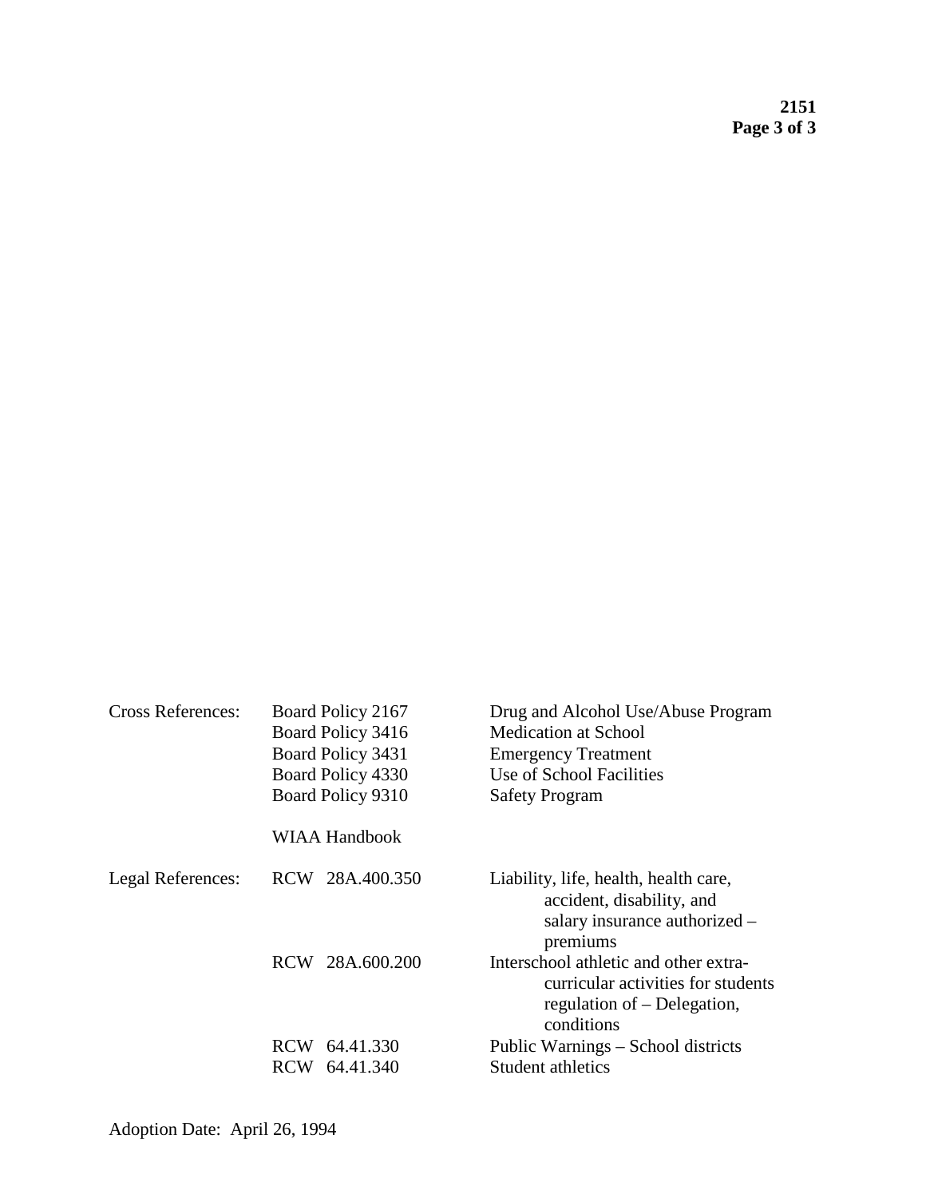| | | |
|---|---|---|
| Cross References: | Board Policy 2167 | Drug and Alcohol Use/Abuse Program |
| | Board Policy 3416 | Medication at School |
| | Board Policy 3431 | Emergency Treatment |
| | Board Policy 4330 | Use of School Facilities |
| | Board Policy 9310 | Safety Program |
| | WIAA Handbook | |
| Legal References: | RCW 28A.400.350 | Liability, life, health, health care, accident, disability, and salary insurance authorized – premiums |
| | RCW 28A.600.200 | Interschool athletic and other extra-curricular activities for students regulation of – Delegation, conditions |
| | RCW 64.41.330 | Public Warnings – School districts |
| | RCW 64.41.340 | Student athletics |

Adoption Date: April 26, 1994